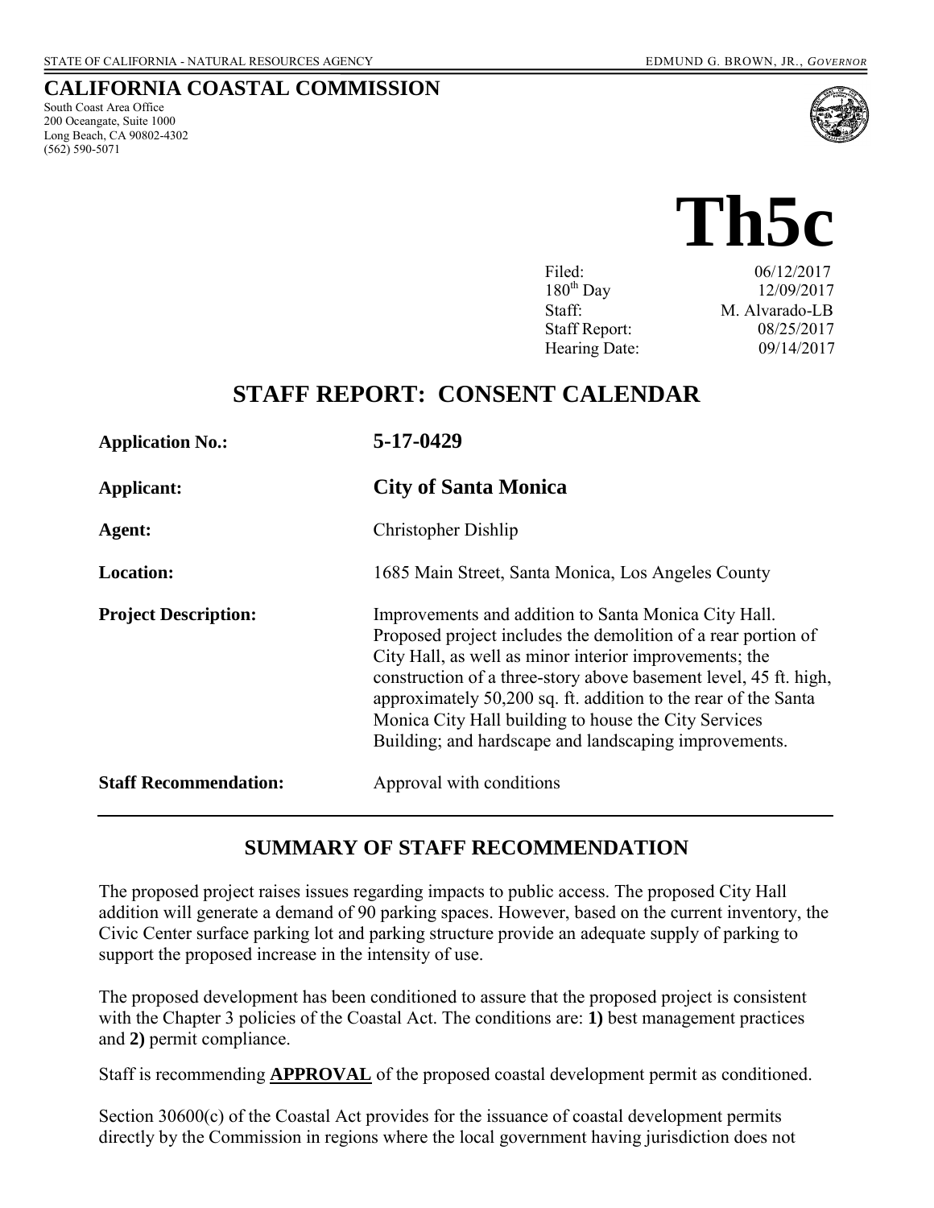STATE OF CALIFORNIA - NATURAL RESOURCES AGENCY EDMUND G. BROWN, JR., *GOVERNOR*

**CALIFORNIA COASTAL COMMISSION**
South Coast Area Office
200 Oceangate, Suite 1000
Long Beach, CA 90802-4302
(562) 590-5071

# Th5c

| | |
|---|---|
| Filed: | 06/12/2017 |
| 180th Day | 12/09/2017 |
| Staff: | M. Alvarado-LB |
| Staff Report: | 08/25/2017 |
| Hearing Date: | 09/14/2017 |

## STAFF REPORT: CONSENT CALENDAR

| | |
|---|---|
| **Application No.:** | **5-17-0429** |
| **Applicant:** | **City of Santa Monica** |
| **Agent:** | Christopher Dishlip |
| **Location:** | 1685 Main Street, Santa Monica, Los Angeles County |
| **Project Description:** | Improvements and addition to Santa Monica City Hall. Proposed project includes the demolition of a rear portion of City Hall, as well as minor interior improvements; the construction of a three-story above basement level, 45 ft. high, approximately 50,200 sq. ft. addition to the rear of the Santa Monica City Hall building to house the City Services Building; and hardscape and landscaping improvements. |
| **Staff Recommendation:** | Approval with conditions |

## SUMMARY OF STAFF RECOMMENDATION

The proposed project raises issues regarding impacts to public access. The proposed City Hall addition will generate a demand of 90 parking spaces. However, based on the current inventory, the Civic Center surface parking lot and parking structure provide an adequate supply of parking to support the proposed increase in the intensity of use.

The proposed development has been conditioned to assure that the proposed project is consistent with the Chapter 3 policies of the Coastal Act. The conditions are: **1)** best management practices and **2)** permit compliance.

Staff is recommending **APPROVAL** of the proposed coastal development permit as conditioned.

Section 30600(c) of the Coastal Act provides for the issuance of coastal development permits directly by the Commission in regions where the local government having jurisdiction does not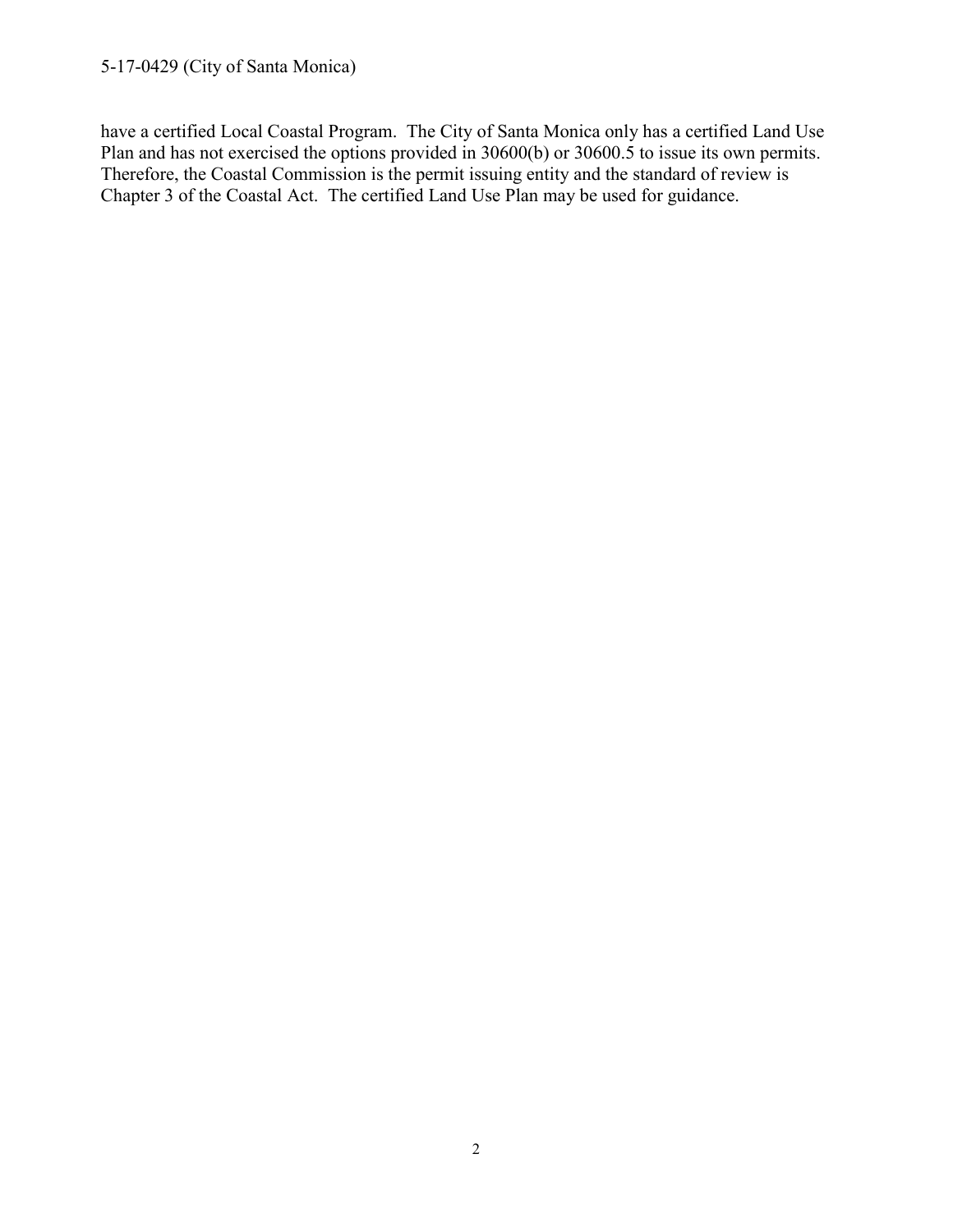have a certified Local Coastal Program. The City of Santa Monica only has a certified Land Use Plan and has not exercised the options provided in 30600(b) or 30600.5 to issue its own permits. Therefore, the Coastal Commission is the permit issuing entity and the standard of review is Chapter 3 of the Coastal Act. The certified Land Use Plan may be used for guidance.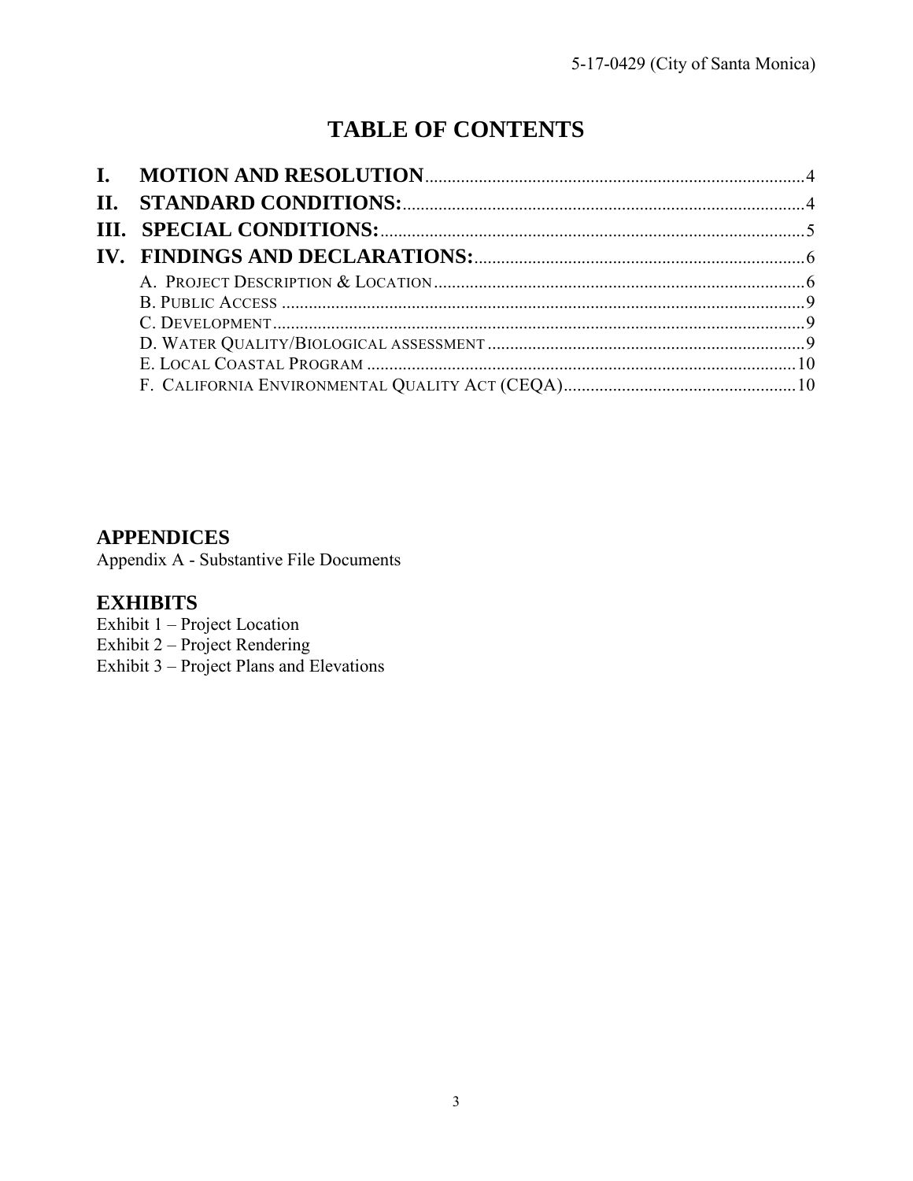# TABLE OF CONTENTS

**I. MOTION AND RESOLUTION** .......... 4

**II. STANDARD CONDITIONS:** .......... 4

**III. SPECIAL CONDITIONS:** .......... 5

**IV. FINDINGS AND DECLARATIONS:** .......... 6

- A. PROJECT DESCRIPTION & LOCATION .......... 6
- B. PUBLIC ACCESS .......... 9
- C. DEVELOPMENT .......... 9
- D. WATER QUALITY/BIOLOGICAL ASSESSMENT .......... 9
- E. LOCAL COASTAL PROGRAM .......... 10
- F. CALIFORNIA ENVIRONMENTAL QUALITY ACT (CEQA) .......... 10

## APPENDICES

Appendix A - Substantive File Documents

## EXHIBITS

Exhibit 1 – Project Location
Exhibit 2 – Project Rendering
Exhibit 3 – Project Plans and Elevations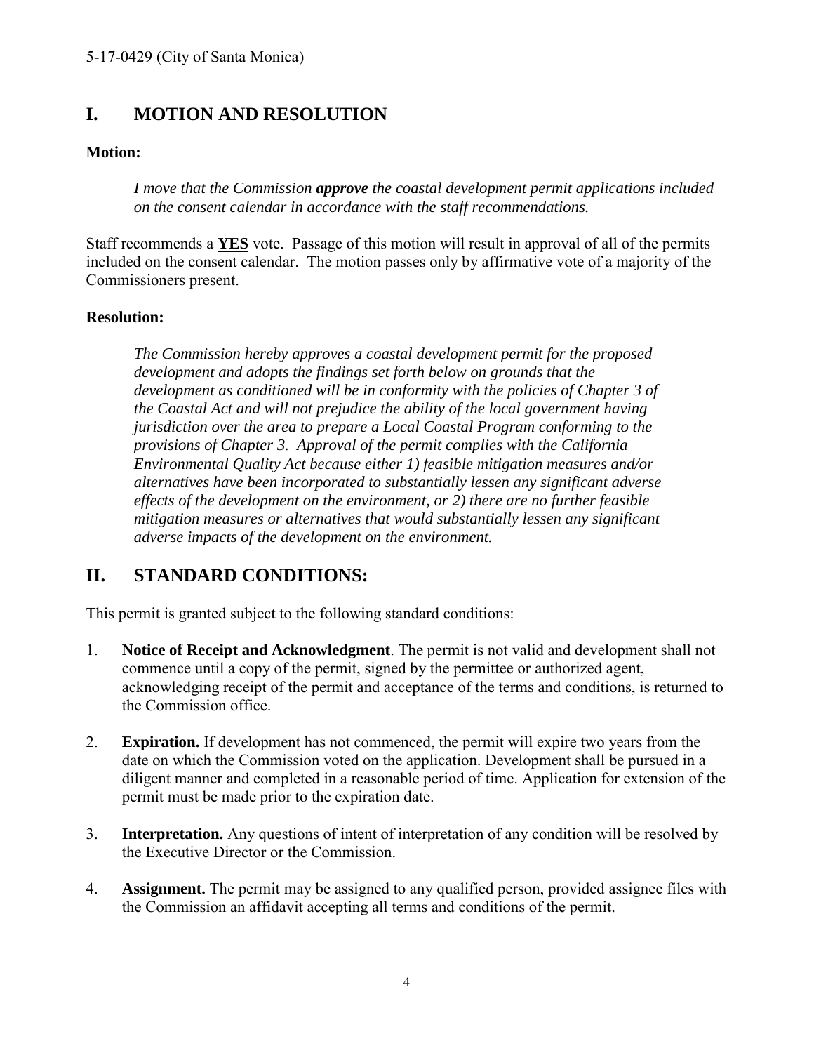## I. MOTION AND RESOLUTION

**Motion:**

> *I move that the Commission **approve** the coastal development permit applications included on the consent calendar in accordance with the staff recommendations.*

Staff recommends a **<u>YES</u>** vote. Passage of this motion will result in approval of all of the permits included on the consent calendar. The motion passes only by affirmative vote of a majority of the Commissioners present.

**Resolution:**

> *The Commission hereby approves a coastal development permit for the proposed development and adopts the findings set forth below on grounds that the development as conditioned will be in conformity with the policies of Chapter 3 of the Coastal Act and will not prejudice the ability of the local government having jurisdiction over the area to prepare a Local Coastal Program conforming to the provisions of Chapter 3. Approval of the permit complies with the California Environmental Quality Act because either 1) feasible mitigation measures and/or alternatives have been incorporated to substantially lessen any significant adverse effects of the development on the environment, or 2) there are no further feasible mitigation measures or alternatives that would substantially lessen any significant adverse impacts of the development on the environment.*

## II. STANDARD CONDITIONS:

This permit is granted subject to the following standard conditions:

1. **Notice of Receipt and Acknowledgment**. The permit is not valid and development shall not commence until a copy of the permit, signed by the permittee or authorized agent, acknowledging receipt of the permit and acceptance of the terms and conditions, is returned to the Commission office.

2. **Expiration.** If development has not commenced, the permit will expire two years from the date on which the Commission voted on the application. Development shall be pursued in a diligent manner and completed in a reasonable period of time. Application for extension of the permit must be made prior to the expiration date.

3. **Interpretation.** Any questions of intent of interpretation of any condition will be resolved by the Executive Director or the Commission.

4. **Assignment.** The permit may be assigned to any qualified person, provided assignee files with the Commission an affidavit accepting all terms and conditions of the permit.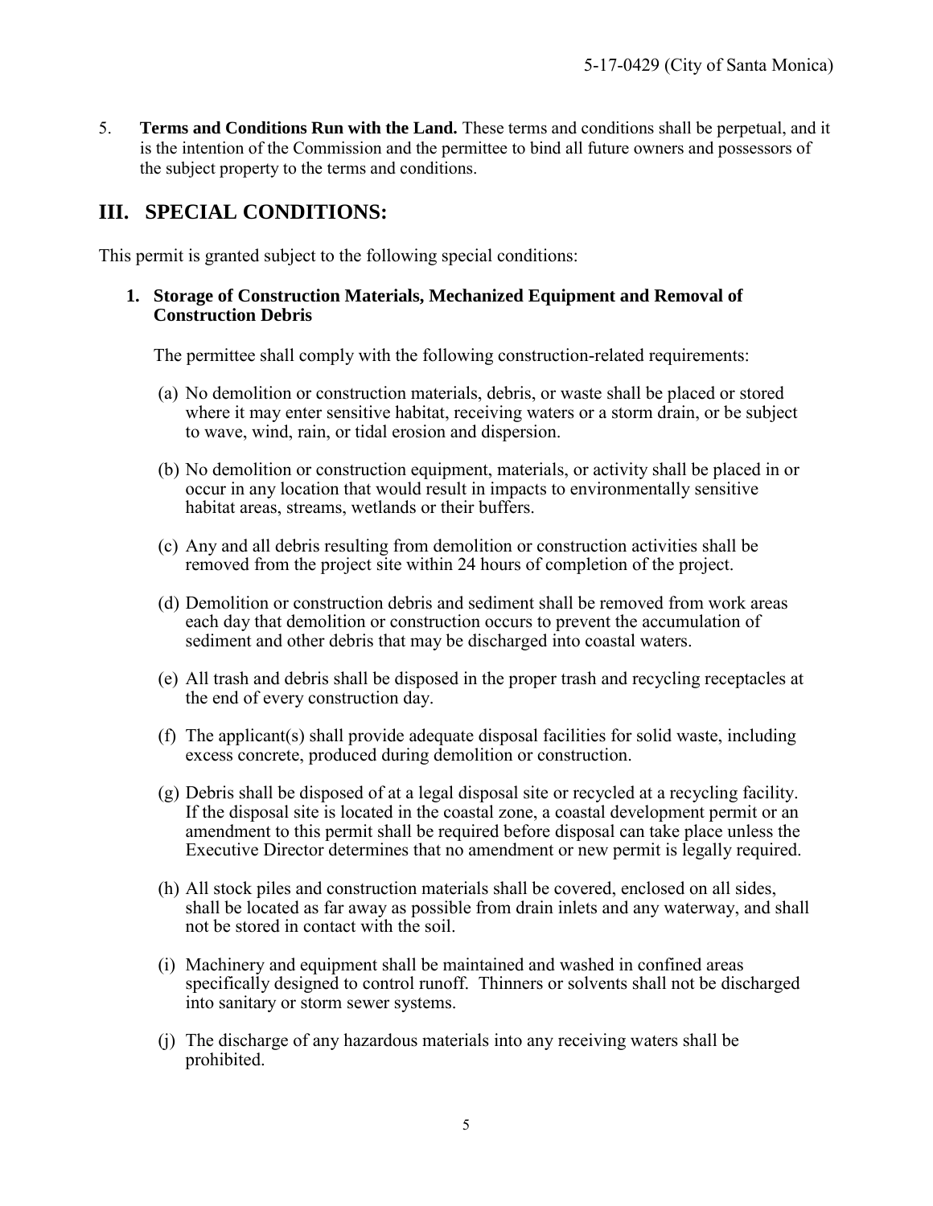5. **Terms and Conditions Run with the Land.** These terms and conditions shall be perpetual, and it is the intention of the Commission and the permittee to bind all future owners and possessors of the subject property to the terms and conditions.

## III. SPECIAL CONDITIONS:

This permit is granted subject to the following special conditions:

### 1. Storage of Construction Materials, Mechanized Equipment and Removal of Construction Debris

The permittee shall comply with the following construction-related requirements:

(a) No demolition or construction materials, debris, or waste shall be placed or stored where it may enter sensitive habitat, receiving waters or a storm drain, or be subject to wave, wind, rain, or tidal erosion and dispersion.

(b) No demolition or construction equipment, materials, or activity shall be placed in or occur in any location that would result in impacts to environmentally sensitive habitat areas, streams, wetlands or their buffers.

(c) Any and all debris resulting from demolition or construction activities shall be removed from the project site within 24 hours of completion of the project.

(d) Demolition or construction debris and sediment shall be removed from work areas each day that demolition or construction occurs to prevent the accumulation of sediment and other debris that may be discharged into coastal waters.

(e) All trash and debris shall be disposed in the proper trash and recycling receptacles at the end of every construction day.

(f) The applicant(s) shall provide adequate disposal facilities for solid waste, including excess concrete, produced during demolition or construction.

(g) Debris shall be disposed of at a legal disposal site or recycled at a recycling facility. If the disposal site is located in the coastal zone, a coastal development permit or an amendment to this permit shall be required before disposal can take place unless the Executive Director determines that no amendment or new permit is legally required.

(h) All stock piles and construction materials shall be covered, enclosed on all sides, shall be located as far away as possible from drain inlets and any waterway, and shall not be stored in contact with the soil.

(i) Machinery and equipment shall be maintained and washed in confined areas specifically designed to control runoff. Thinners or solvents shall not be discharged into sanitary or storm sewer systems.

(j) The discharge of any hazardous materials into any receiving waters shall be prohibited.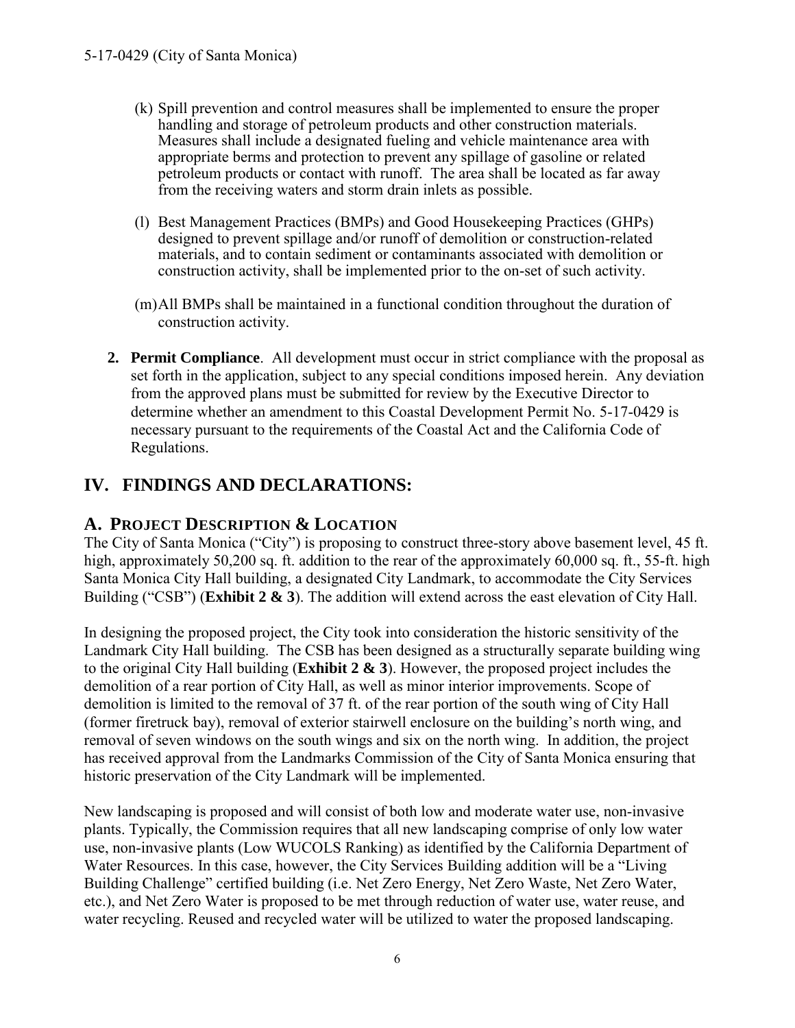(k) Spill prevention and control measures shall be implemented to ensure the proper handling and storage of petroleum products and other construction materials. Measures shall include a designated fueling and vehicle maintenance area with appropriate berms and protection to prevent any spillage of gasoline or related petroleum products or contact with runoff. The area shall be located as far away from the receiving waters and storm drain inlets as possible.

(l) Best Management Practices (BMPs) and Good Housekeeping Practices (GHPs) designed to prevent spillage and/or runoff of demolition or construction-related materials, and to contain sediment or contaminants associated with demolition or construction activity, shall be implemented prior to the on-set of such activity.

(m) All BMPs shall be maintained in a functional condition throughout the duration of construction activity.

**2. Permit Compliance**. All development must occur in strict compliance with the proposal as set forth in the application, subject to any special conditions imposed herein. Any deviation from the approved plans must be submitted for review by the Executive Director to determine whether an amendment to this Coastal Development Permit No. 5-17-0429 is necessary pursuant to the requirements of the Coastal Act and the California Code of Regulations.

## IV. FINDINGS AND DECLARATIONS:

### A. PROJECT DESCRIPTION & LOCATION

The City of Santa Monica ("City") is proposing to construct three-story above basement level, 45 ft. high, approximately 50,200 sq. ft. addition to the rear of the approximately 60,000 sq. ft., 55-ft. high Santa Monica City Hall building, a designated City Landmark, to accommodate the City Services Building ("CSB") (**Exhibit 2 & 3**). The addition will extend across the east elevation of City Hall.

In designing the proposed project, the City took into consideration the historic sensitivity of the Landmark City Hall building. The CSB has been designed as a structurally separate building wing to the original City Hall building (**Exhibit 2 & 3**). However, the proposed project includes the demolition of a rear portion of City Hall, as well as minor interior improvements. Scope of demolition is limited to the removal of 37 ft. of the rear portion of the south wing of City Hall (former firetruck bay), removal of exterior stairwell enclosure on the building's north wing, and removal of seven windows on the south wings and six on the north wing. In addition, the project has received approval from the Landmarks Commission of the City of Santa Monica ensuring that historic preservation of the City Landmark will be implemented.

New landscaping is proposed and will consist of both low and moderate water use, non-invasive plants. Typically, the Commission requires that all new landscaping comprise of only low water use, non-invasive plants (Low WUCOLS Ranking) as identified by the California Department of Water Resources. In this case, however, the City Services Building addition will be a "Living Building Challenge" certified building (i.e. Net Zero Energy, Net Zero Waste, Net Zero Water, etc.), and Net Zero Water is proposed to be met through reduction of water use, water reuse, and water recycling. Reused and recycled water will be utilized to water the proposed landscaping.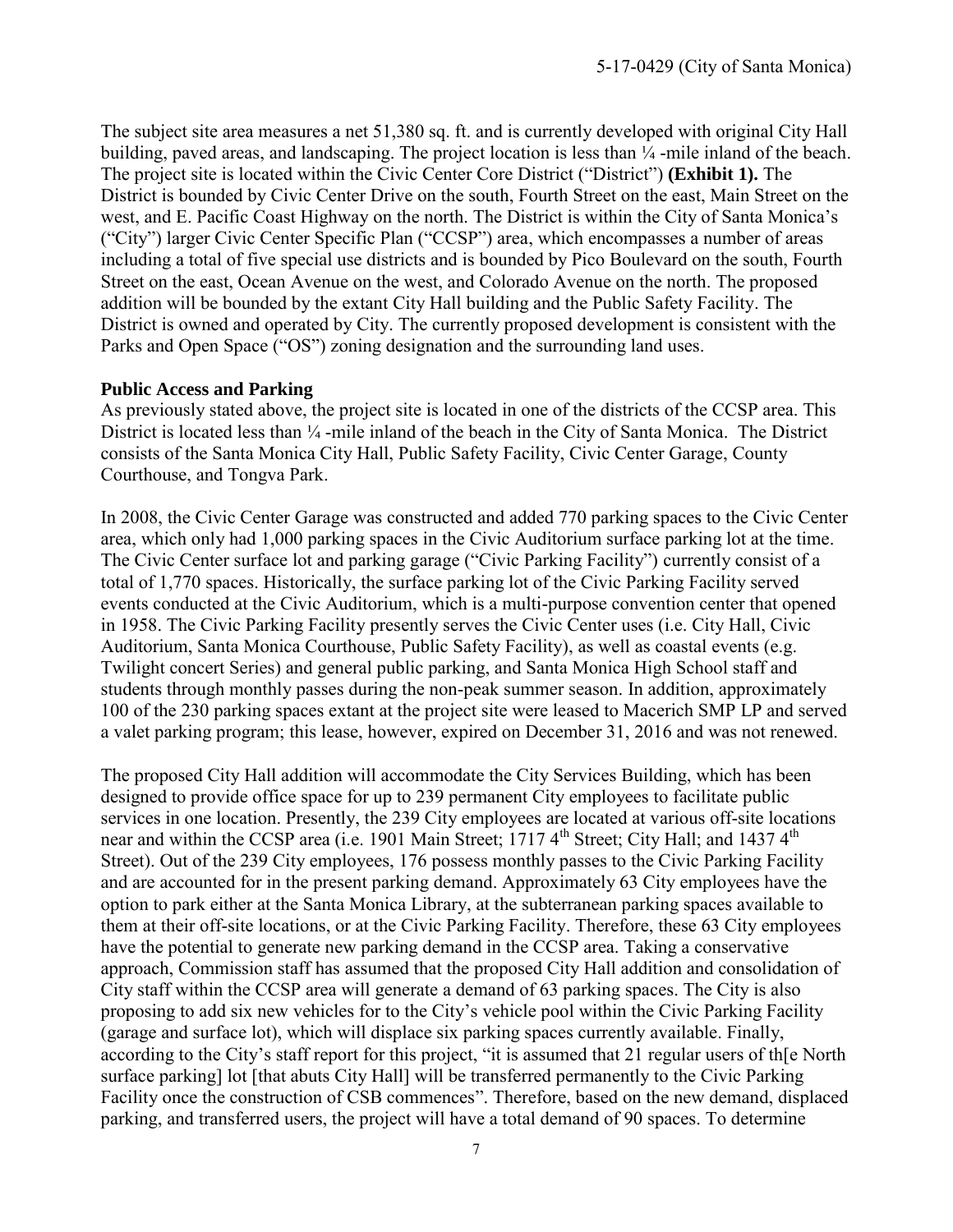The subject site area measures a net 51,380 sq. ft. and is currently developed with original City Hall building, paved areas, and landscaping. The project location is less than ¼ -mile inland of the beach. The project site is located within the Civic Center Core District ("District") **(Exhibit 1).** The District is bounded by Civic Center Drive on the south, Fourth Street on the east, Main Street on the west, and E. Pacific Coast Highway on the north. The District is within the City of Santa Monica's ("City") larger Civic Center Specific Plan ("CCSP") area, which encompasses a number of areas including a total of five special use districts and is bounded by Pico Boulevard on the south, Fourth Street on the east, Ocean Avenue on the west, and Colorado Avenue on the north. The proposed addition will be bounded by the extant City Hall building and the Public Safety Facility. The District is owned and operated by City. The currently proposed development is consistent with the Parks and Open Space ("OS") zoning designation and the surrounding land uses.

**Public Access and Parking**

As previously stated above, the project site is located in one of the districts of the CCSP area. This District is located less than ¼ -mile inland of the beach in the City of Santa Monica. The District consists of the Santa Monica City Hall, Public Safety Facility, Civic Center Garage, County Courthouse, and Tongva Park.

In 2008, the Civic Center Garage was constructed and added 770 parking spaces to the Civic Center area, which only had 1,000 parking spaces in the Civic Auditorium surface parking lot at the time. The Civic Center surface lot and parking garage ("Civic Parking Facility") currently consist of a total of 1,770 spaces. Historically, the surface parking lot of the Civic Parking Facility served events conducted at the Civic Auditorium, which is a multi-purpose convention center that opened in 1958. The Civic Parking Facility presently serves the Civic Center uses (i.e. City Hall, Civic Auditorium, Santa Monica Courthouse, Public Safety Facility), as well as coastal events (e.g. Twilight concert Series) and general public parking, and Santa Monica High School staff and students through monthly passes during the non-peak summer season. In addition, approximately 100 of the 230 parking spaces extant at the project site were leased to Macerich SMP LP and served a valet parking program; this lease, however, expired on December 31, 2016 and was not renewed.

The proposed City Hall addition will accommodate the City Services Building, which has been designed to provide office space for up to 239 permanent City employees to facilitate public services in one location. Presently, the 239 City employees are located at various off-site locations near and within the CCSP area (i.e. 1901 Main Street; 1717 4th Street; City Hall; and 1437 4th Street). Out of the 239 City employees, 176 possess monthly passes to the Civic Parking Facility and are accounted for in the present parking demand. Approximately 63 City employees have the option to park either at the Santa Monica Library, at the subterranean parking spaces available to them at their off-site locations, or at the Civic Parking Facility. Therefore, these 63 City employees have the potential to generate new parking demand in the CCSP area. Taking a conservative approach, Commission staff has assumed that the proposed City Hall addition and consolidation of City staff within the CCSP area will generate a demand of 63 parking spaces. The City is also proposing to add six new vehicles for to the City's vehicle pool within the Civic Parking Facility (garage and surface lot), which will displace six parking spaces currently available. Finally, according to the City's staff report for this project, "it is assumed that 21 regular users of th[e North surface parking] lot [that abuts City Hall] will be transferred permanently to the Civic Parking Facility once the construction of CSB commences". Therefore, based on the new demand, displaced parking, and transferred users, the project will have a total demand of 90 spaces. To determine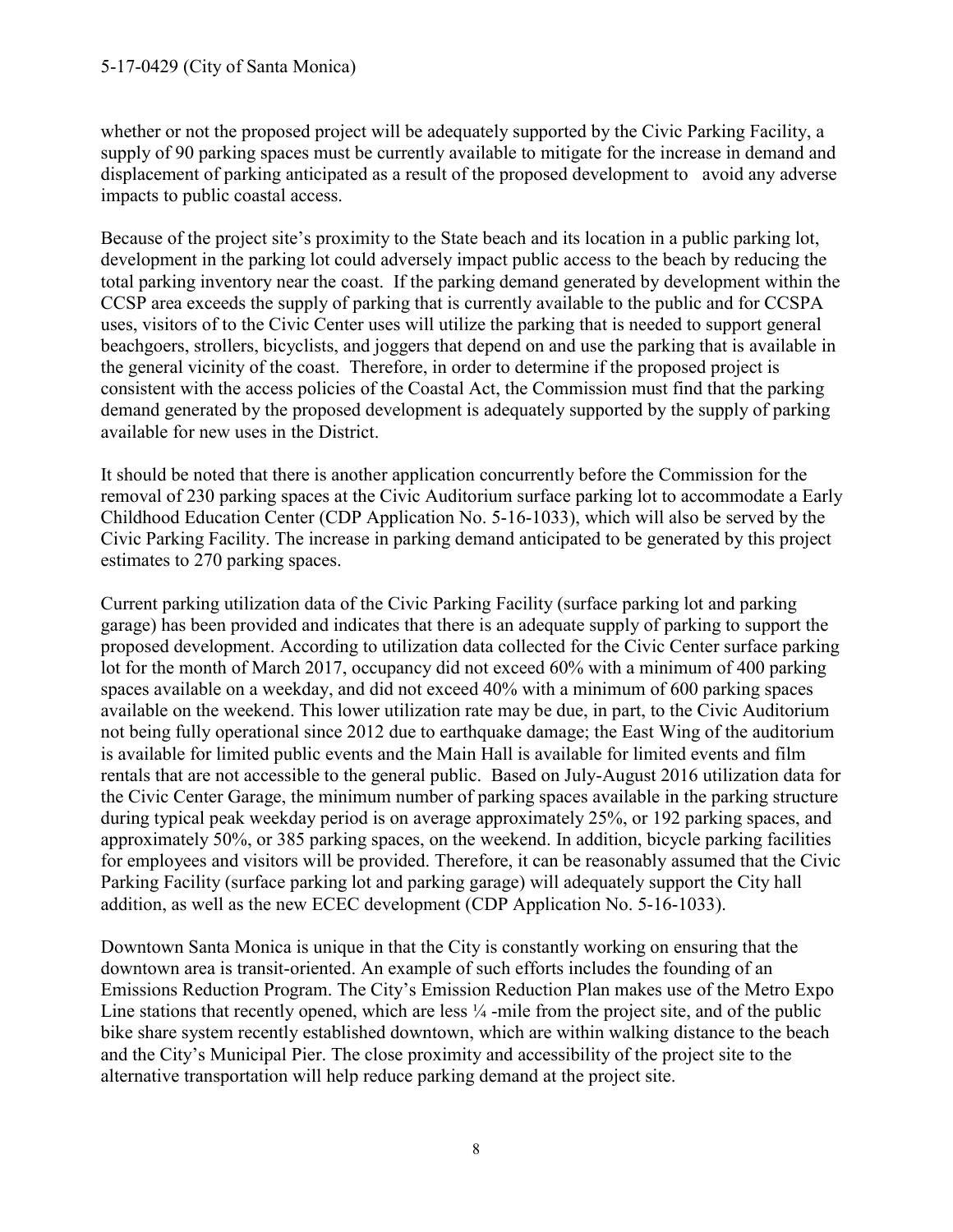whether or not the proposed project will be adequately supported by the Civic Parking Facility, a supply of 90 parking spaces must be currently available to mitigate for the increase in demand and displacement of parking anticipated as a result of the proposed development to avoid any adverse impacts to public coastal access.

Because of the project site's proximity to the State beach and its location in a public parking lot, development in the parking lot could adversely impact public access to the beach by reducing the total parking inventory near the coast. If the parking demand generated by development within the CCSP area exceeds the supply of parking that is currently available to the public and for CCSPA uses, visitors of to the Civic Center uses will utilize the parking that is needed to support general beachgoers, strollers, bicyclists, and joggers that depend on and use the parking that is available in the general vicinity of the coast. Therefore, in order to determine if the proposed project is consistent with the access policies of the Coastal Act, the Commission must find that the parking demand generated by the proposed development is adequately supported by the supply of parking available for new uses in the District.

It should be noted that there is another application concurrently before the Commission for the removal of 230 parking spaces at the Civic Auditorium surface parking lot to accommodate a Early Childhood Education Center (CDP Application No. 5-16-1033), which will also be served by the Civic Parking Facility. The increase in parking demand anticipated to be generated by this project estimates to 270 parking spaces.

Current parking utilization data of the Civic Parking Facility (surface parking lot and parking garage) has been provided and indicates that there is an adequate supply of parking to support the proposed development. According to utilization data collected for the Civic Center surface parking lot for the month of March 2017, occupancy did not exceed 60% with a minimum of 400 parking spaces available on a weekday, and did not exceed 40% with a minimum of 600 parking spaces available on the weekend. This lower utilization rate may be due, in part, to the Civic Auditorium not being fully operational since 2012 due to earthquake damage; the East Wing of the auditorium is available for limited public events and the Main Hall is available for limited events and film rentals that are not accessible to the general public. Based on July-August 2016 utilization data for the Civic Center Garage, the minimum number of parking spaces available in the parking structure during typical peak weekday period is on average approximately 25%, or 192 parking spaces, and approximately 50%, or 385 parking spaces, on the weekend. In addition, bicycle parking facilities for employees and visitors will be provided. Therefore, it can be reasonably assumed that the Civic Parking Facility (surface parking lot and parking garage) will adequately support the City hall addition, as well as the new ECEC development (CDP Application No. 5-16-1033).

Downtown Santa Monica is unique in that the City is constantly working on ensuring that the downtown area is transit-oriented. An example of such efforts includes the founding of an Emissions Reduction Program. The City's Emission Reduction Plan makes use of the Metro Expo Line stations that recently opened, which are less ¼ -mile from the project site, and of the public bike share system recently established downtown, which are within walking distance to the beach and the City's Municipal Pier. The close proximity and accessibility of the project site to the alternative transportation will help reduce parking demand at the project site.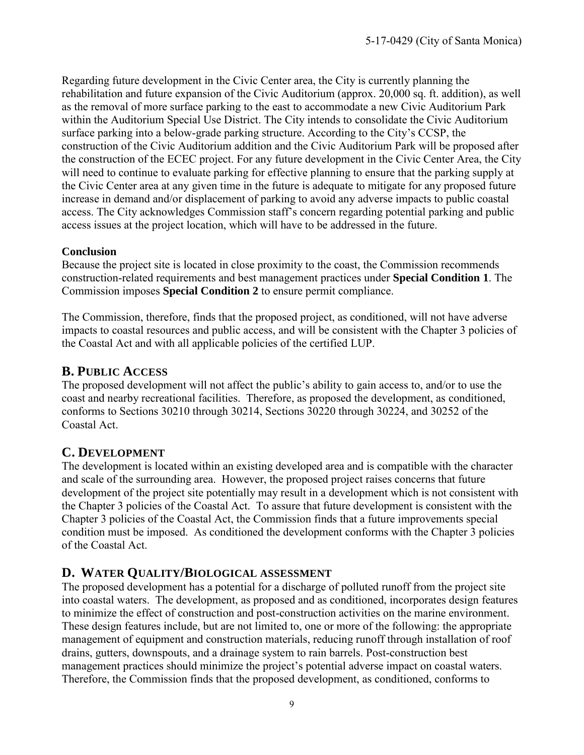Regarding future development in the Civic Center area, the City is currently planning the rehabilitation and future expansion of the Civic Auditorium (approx. 20,000 sq. ft. addition), as well as the removal of more surface parking to the east to accommodate a new Civic Auditorium Park within the Auditorium Special Use District. The City intends to consolidate the Civic Auditorium surface parking into a below-grade parking structure. According to the City's CCSP, the construction of the Civic Auditorium addition and the Civic Auditorium Park will be proposed after the construction of the ECEC project. For any future development in the Civic Center Area, the City will need to continue to evaluate parking for effective planning to ensure that the parking supply at the Civic Center area at any given time in the future is adequate to mitigate for any proposed future increase in demand and/or displacement of parking to avoid any adverse impacts to public coastal access. The City acknowledges Commission staff's concern regarding potential parking and public access issues at the project location, which will have to be addressed in the future.

**Conclusion**

Because the project site is located in close proximity to the coast, the Commission recommends construction-related requirements and best management practices under **Special Condition 1**. The Commission imposes **Special Condition 2** to ensure permit compliance.

The Commission, therefore, finds that the proposed project, as conditioned, will not have adverse impacts to coastal resources and public access, and will be consistent with the Chapter 3 policies of the Coastal Act and with all applicable policies of the certified LUP.

## B. PUBLIC ACCESS

The proposed development will not affect the public's ability to gain access to, and/or to use the coast and nearby recreational facilities. Therefore, as proposed the development, as conditioned, conforms to Sections 30210 through 30214, Sections 30220 through 30224, and 30252 of the Coastal Act.

## C. DEVELOPMENT

The development is located within an existing developed area and is compatible with the character and scale of the surrounding area. However, the proposed project raises concerns that future development of the project site potentially may result in a development which is not consistent with the Chapter 3 policies of the Coastal Act. To assure that future development is consistent with the Chapter 3 policies of the Coastal Act, the Commission finds that a future improvements special condition must be imposed. As conditioned the development conforms with the Chapter 3 policies of the Coastal Act.

## D. WATER QUALITY/BIOLOGICAL ASSESSMENT

The proposed development has a potential for a discharge of polluted runoff from the project site into coastal waters. The development, as proposed and as conditioned, incorporates design features to minimize the effect of construction and post-construction activities on the marine environment. These design features include, but are not limited to, one or more of the following: the appropriate management of equipment and construction materials, reducing runoff through installation of roof drains, gutters, downspouts, and a drainage system to rain barrels. Post-construction best management practices should minimize the project's potential adverse impact on coastal waters. Therefore, the Commission finds that the proposed development, as conditioned, conforms to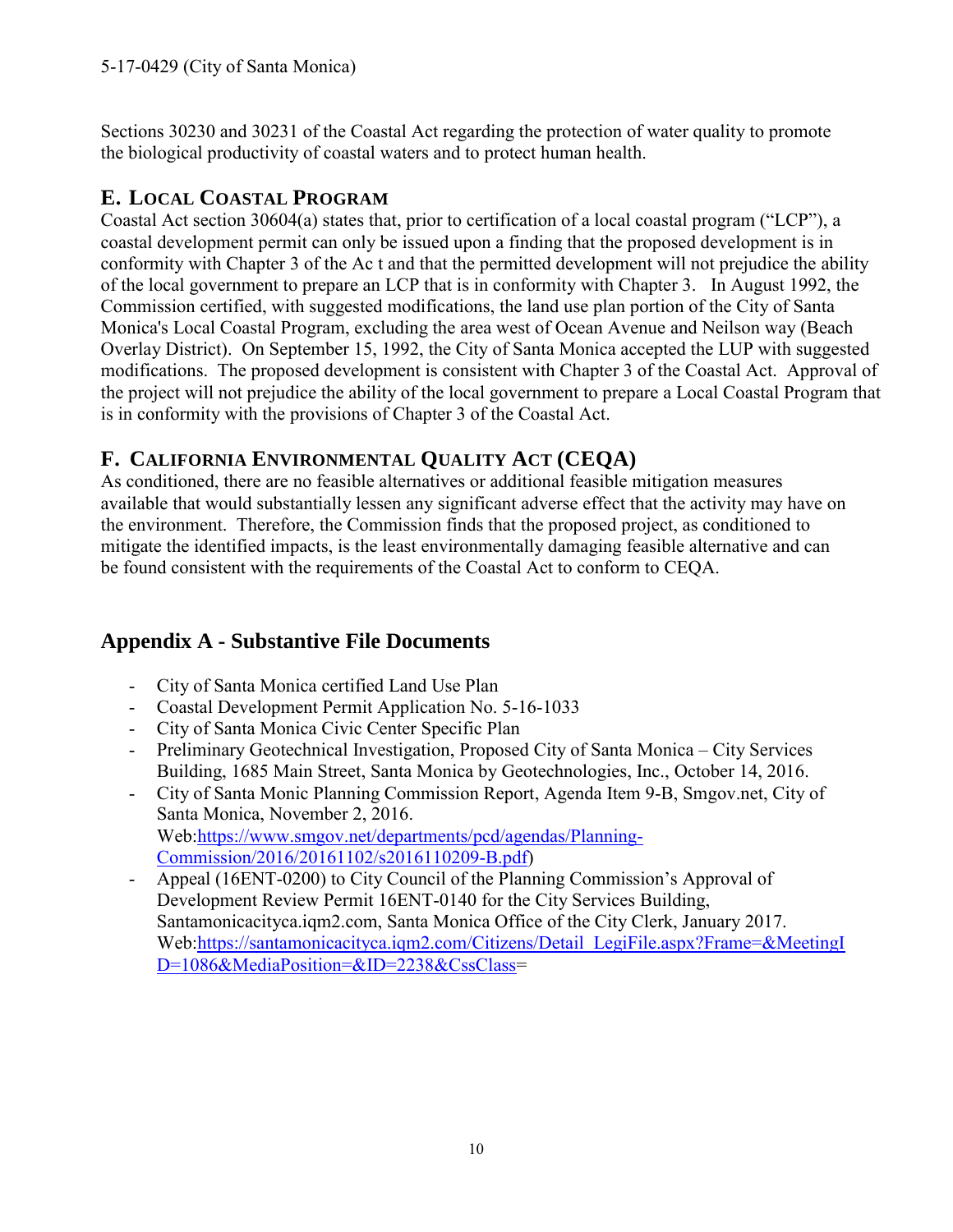Sections 30230 and 30231 of the Coastal Act regarding the protection of water quality to promote the biological productivity of coastal waters and to protect human health.

## E. LOCAL COASTAL PROGRAM

Coastal Act section 30604(a) states that, prior to certification of a local coastal program ("LCP"), a coastal development permit can only be issued upon a finding that the proposed development is in conformity with Chapter 3 of the Ac t and that the permitted development will not prejudice the ability of the local government to prepare an LCP that is in conformity with Chapter 3. In August 1992, the Commission certified, with suggested modifications, the land use plan portion of the City of Santa Monica's Local Coastal Program, excluding the area west of Ocean Avenue and Neilson way (Beach Overlay District). On September 15, 1992, the City of Santa Monica accepted the LUP with suggested modifications. The proposed development is consistent with Chapter 3 of the Coastal Act. Approval of the project will not prejudice the ability of the local government to prepare a Local Coastal Program that is in conformity with the provisions of Chapter 3 of the Coastal Act.

## F. CALIFORNIA ENVIRONMENTAL QUALITY ACT (CEQA)

As conditioned, there are no feasible alternatives or additional feasible mitigation measures available that would substantially lessen any significant adverse effect that the activity may have on the environment. Therefore, the Commission finds that the proposed project, as conditioned to mitigate the identified impacts, is the least environmentally damaging feasible alternative and can be found consistent with the requirements of the Coastal Act to conform to CEQA.

## Appendix A - Substantive File Documents

- City of Santa Monica certified Land Use Plan
- Coastal Development Permit Application No. 5-16-1033
- City of Santa Monica Civic Center Specific Plan
- Preliminary Geotechnical Investigation, Proposed City of Santa Monica – City Services Building, 1685 Main Street, Santa Monica by Geotechnologies, Inc., October 14, 2016.
- City of Santa Monic Planning Commission Report, Agenda Item 9-B, Smgov.net, City of Santa Monica, November 2, 2016. Web:https://www.smgov.net/departments/pcd/agendas/Planning-Commission/2016/20161102/s2016110209-B.pdf)
- Appeal (16ENT-0200) to City Council of the Planning Commission's Approval of Development Review Permit 16ENT-0140 for the City Services Building, Santamonicacityca.iqm2.com, Santa Monica Office of the City Clerk, January 2017. Web:https://santamonicacityca.iqm2.com/Citizens/Detail_LegiFile.aspx?Frame=&MeetingID=1086&MediaPosition=&ID=2238&CssClass=